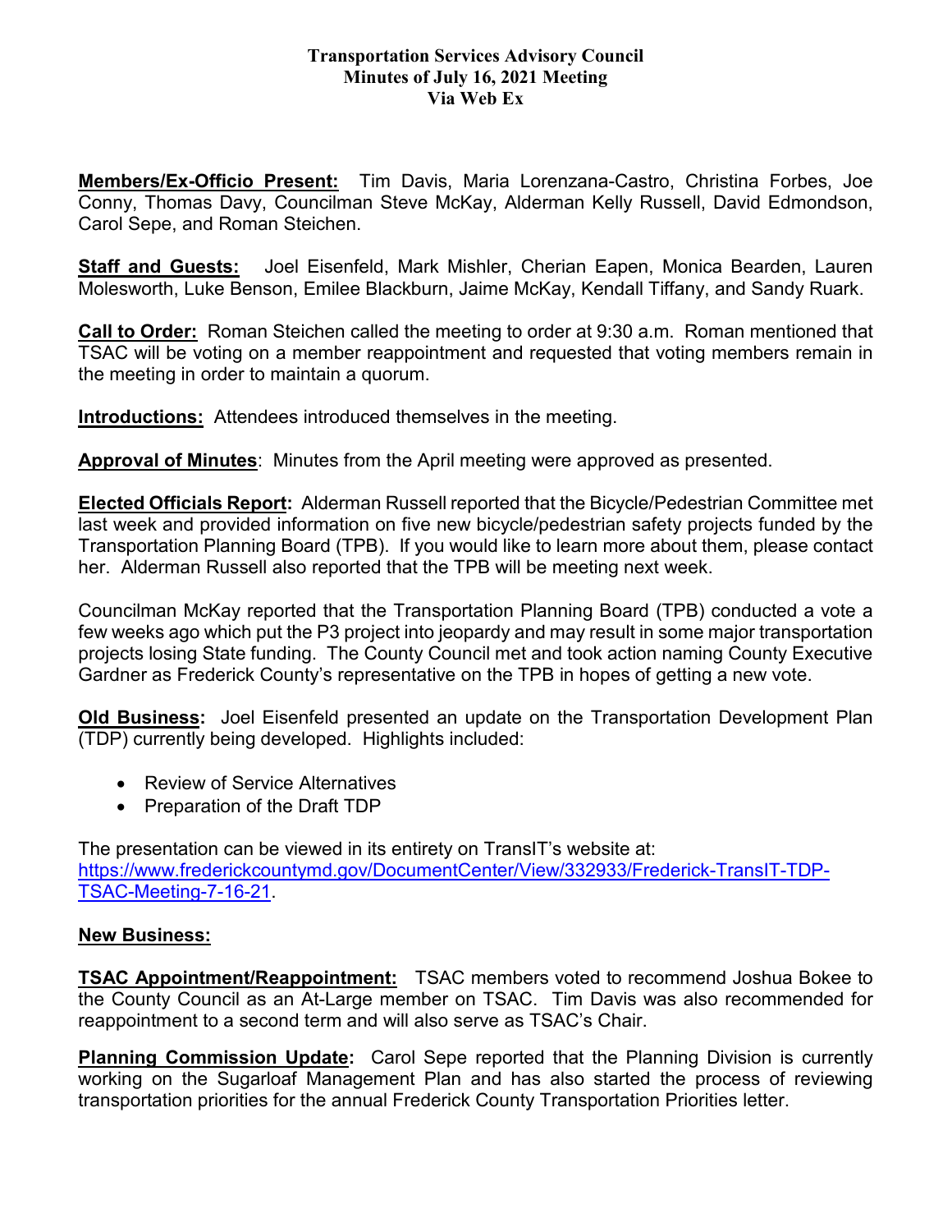**Transportation Services Advisory Council**
**Minutes of July 16, 2021 Meeting**
**Via Web Ex**

**Members/Ex-Officio Present:** Tim Davis, Maria Lorenzana-Castro, Christina Forbes, Joe Conny, Thomas Davy, Councilman Steve McKay, Alderman Kelly Russell, David Edmondson, Carol Sepe, and Roman Steichen.

**Staff and Guests:** Joel Eisenfeld, Mark Mishler, Cherian Eapen, Monica Bearden, Lauren Molesworth, Luke Benson, Emilee Blackburn, Jaime McKay, Kendall Tiffany, and Sandy Ruark.

**Call to Order:** Roman Steichen called the meeting to order at 9:30 a.m. Roman mentioned that TSAC will be voting on a member reappointment and requested that voting members remain in the meeting in order to maintain a quorum.

**Introductions:** Attendees introduced themselves in the meeting.

**Approval of Minutes**: Minutes from the April meeting were approved as presented.

**Elected Officials Report:** Alderman Russell reported that the Bicycle/Pedestrian Committee met last week and provided information on five new bicycle/pedestrian safety projects funded by the Transportation Planning Board (TPB). If you would like to learn more about them, please contact her. Alderman Russell also reported that the TPB will be meeting next week.

Councilman McKay reported that the Transportation Planning Board (TPB) conducted a vote a few weeks ago which put the P3 project into jeopardy and may result in some major transportation projects losing State funding. The County Council met and took action naming County Executive Gardner as Frederick County's representative on the TPB in hopes of getting a new vote.

**Old Business:** Joel Eisenfeld presented an update on the Transportation Development Plan (TDP) currently being developed. Highlights included:

- Review of Service Alternatives
- Preparation of the Draft TDP

The presentation can be viewed in its entirety on TransIT's website at: https://www.frederickcountymd.gov/DocumentCenter/View/332933/Frederick-TransIT-TDP-TSAC-Meeting-7-16-21.

**New Business:**

**TSAC Appointment/Reappointment:** TSAC members voted to recommend Joshua Bokee to the County Council as an At-Large member on TSAC. Tim Davis was also recommended for reappointment to a second term and will also serve as TSAC's Chair.

**Planning Commission Update:** Carol Sepe reported that the Planning Division is currently working on the Sugarloaf Management Plan and has also started the process of reviewing transportation priorities for the annual Frederick County Transportation Priorities letter.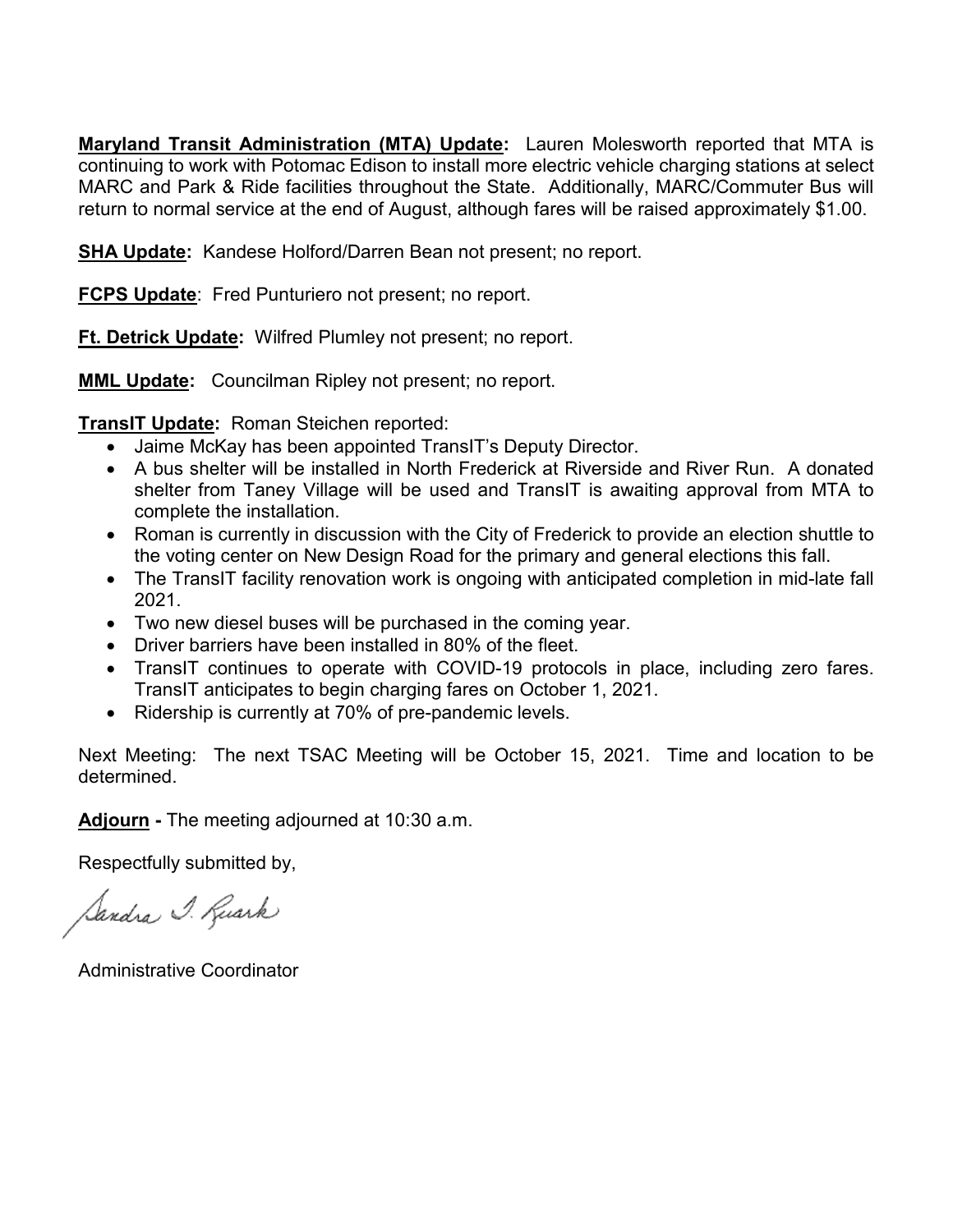**Maryland Transit Administration (MTA) Update:** Lauren Molesworth reported that MTA is continuing to work with Potomac Edison to install more electric vehicle charging stations at select MARC and Park & Ride facilities throughout the State. Additionally, MARC/Commuter Bus will return to normal service at the end of August, although fares will be raised approximately $1.00.

**SHA Update:** Kandese Holford/Darren Bean not present; no report.

**FCPS Update**: Fred Punturiero not present; no report.

**Ft. Detrick Update:** Wilfred Plumley not present; no report.

**MML Update:** Councilman Ripley not present; no report.

**TransIT Update:** Roman Steichen reported:

- Jaime McKay has been appointed TransIT's Deputy Director.
- A bus shelter will be installed in North Frederick at Riverside and River Run. A donated shelter from Taney Village will be used and TransIT is awaiting approval from MTA to complete the installation.
- Roman is currently in discussion with the City of Frederick to provide an election shuttle to the voting center on New Design Road for the primary and general elections this fall.
- The TransIT facility renovation work is ongoing with anticipated completion in mid-late fall 2021.
- Two new diesel buses will be purchased in the coming year.
- Driver barriers have been installed in 80% of the fleet.
- TransIT continues to operate with COVID-19 protocols in place, including zero fares. TransIT anticipates to begin charging fares on October 1, 2021.
- Ridership is currently at 70% of pre-pandemic levels.

Next Meeting: The next TSAC Meeting will be October 15, 2021. Time and location to be determined.

**Adjourn -** The meeting adjourned at 10:30 a.m.

Respectfully submitted by,

Sandra I. Ruark

Administrative Coordinator